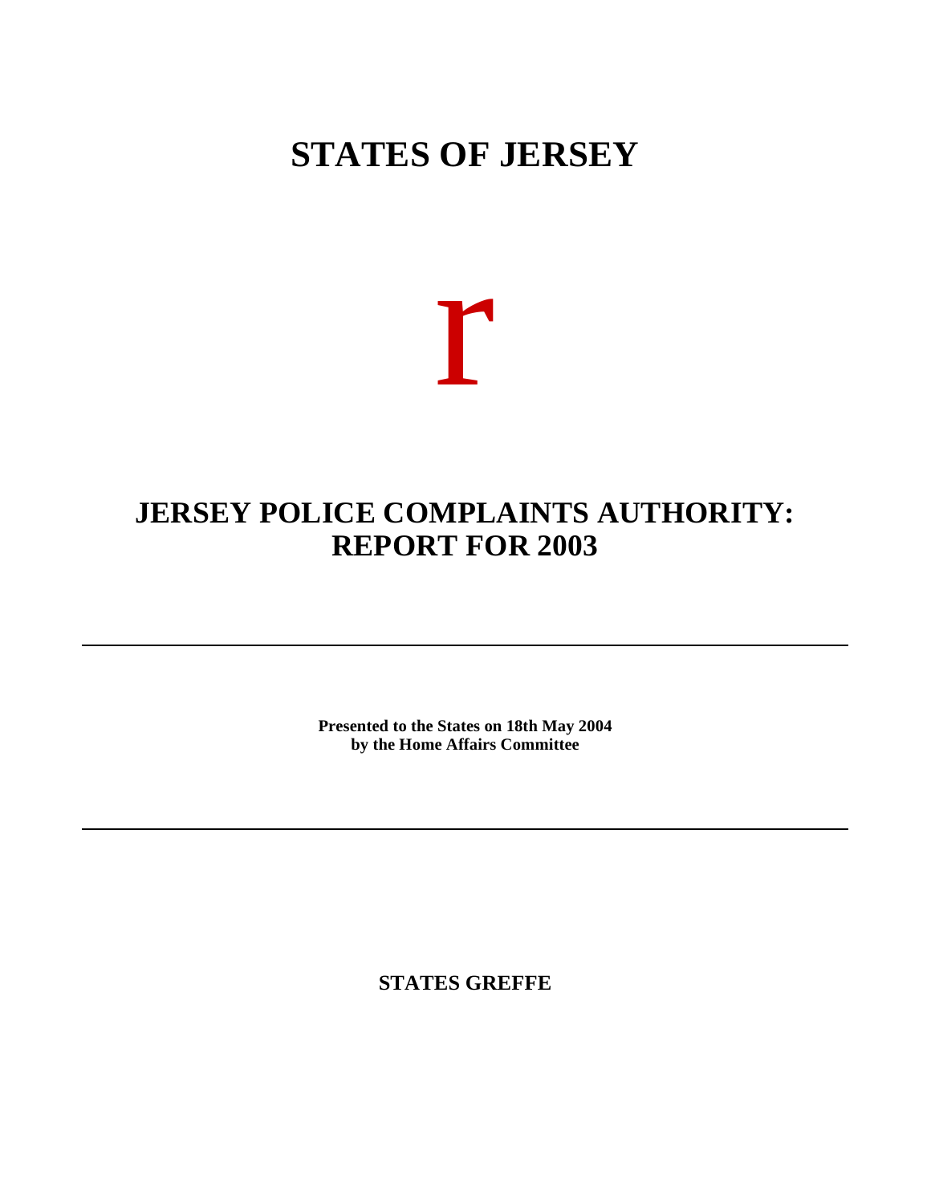# STATES OF JERSEY

r

## JERSEY POLICE COMPLAINTS AUTHORITY: REPORT FOR 2003

---

**Presented to the States on 18th May 2004**
**by the Home Affairs Committee**

---

**STATES GREFFE**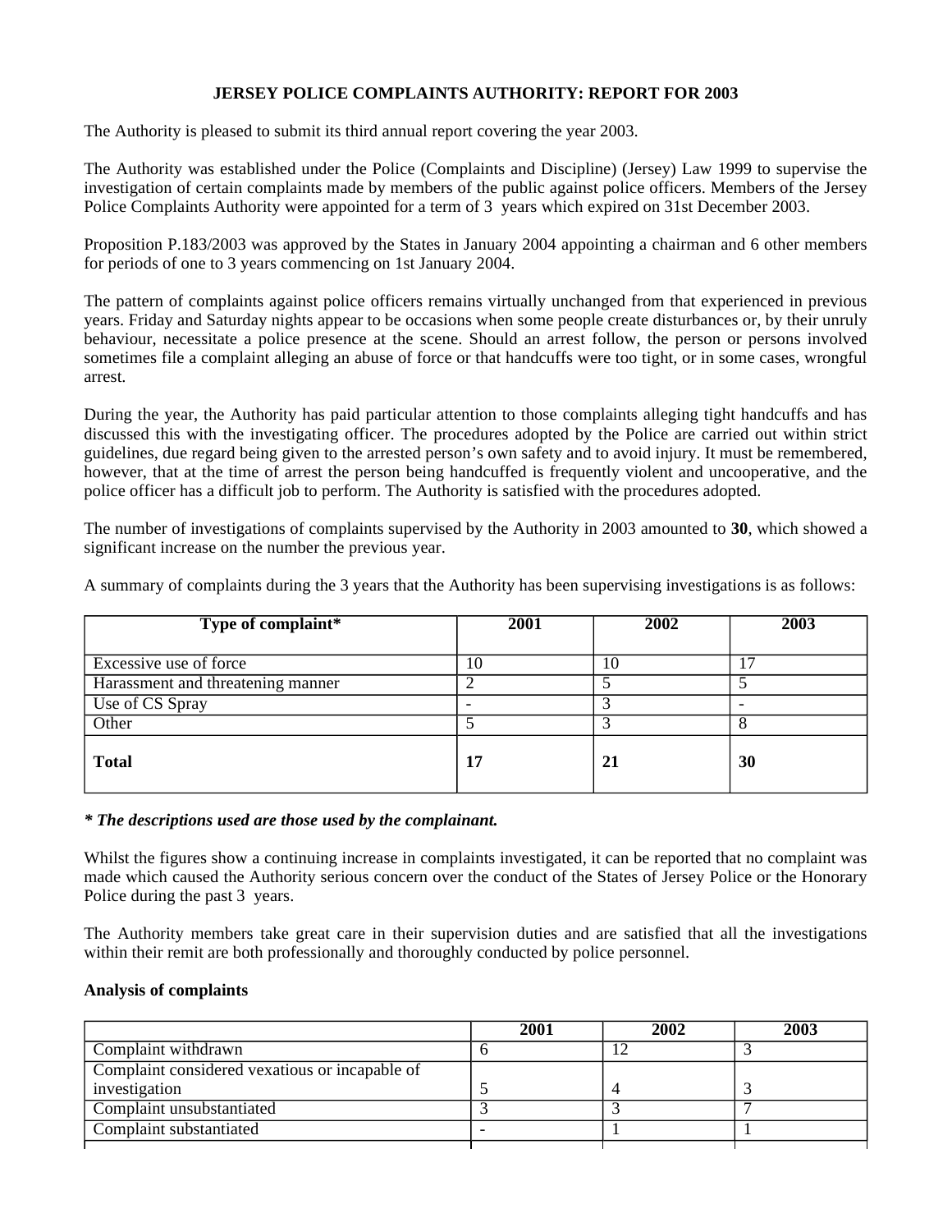**JERSEY POLICE COMPLAINTS AUTHORITY: REPORT FOR 2003**

The Authority is pleased to submit its third annual report covering the year 2003.

The Authority was established under the Police (Complaints and Discipline) (Jersey) Law 1999 to supervise the investigation of certain complaints made by members of the public against police officers. Members of the Jersey Police Complaints Authority were appointed for a term of 3 years which expired on 31st December 2003.

Proposition P.183/2003 was approved by the States in January 2004 appointing a chairman and 6 other members for periods of one to 3 years commencing on 1st January 2004.

The pattern of complaints against police officers remains virtually unchanged from that experienced in previous years. Friday and Saturday nights appear to be occasions when some people create disturbances or, by their unruly behaviour, necessitate a police presence at the scene. Should an arrest follow, the person or persons involved sometimes file a complaint alleging an abuse of force or that handcuffs were too tight, or in some cases, wrongful arrest.

During the year, the Authority has paid particular attention to those complaints alleging tight handcuffs and has discussed this with the investigating officer. The procedures adopted by the Police are carried out within strict guidelines, due regard being given to the arrested person's own safety and to avoid injury. It must be remembered, however, that at the time of arrest the person being handcuffed is frequently violent and uncooperative, and the police officer has a difficult job to perform. The Authority is satisfied with the procedures adopted.

The number of investigations of complaints supervised by the Authority in 2003 amounted to **30**, which showed a significant increase on the number the previous year.

A summary of complaints during the 3 years that the Authority has been supervising investigations is as follows:

| Type of complaint* | 2001 | 2002 | 2003 |
|---|---|---|---|
| Excessive use of force | 10 | 10 | 17 |
| Harassment and threatening manner | 2 | 5 | 5 |
| Use of CS Spray | - | 3 | - |
| Other | 5 | 3 | 8 |
| **Total** | **17** | **21** | **30** |

***\* The descriptions used are those used by the complainant.***

Whilst the figures show a continuing increase in complaints investigated, it can be reported that no complaint was made which caused the Authority serious concern over the conduct of the States of Jersey Police or the Honorary Police during the past 3 years.

The Authority members take great care in their supervision duties and are satisfied that all the investigations within their remit are both professionally and thoroughly conducted by police personnel.

**Analysis of complaints**

| | 2001 | 2002 | 2003 |
|---|---|---|---|
| Complaint withdrawn | 6 | 12 | 3 |
| Complaint considered vexatious or incapable of investigation | 5 | 4 | 3 |
| Complaint unsubstantiated | 3 | 3 | 7 |
| Complaint substantiated | - | 1 | 1 |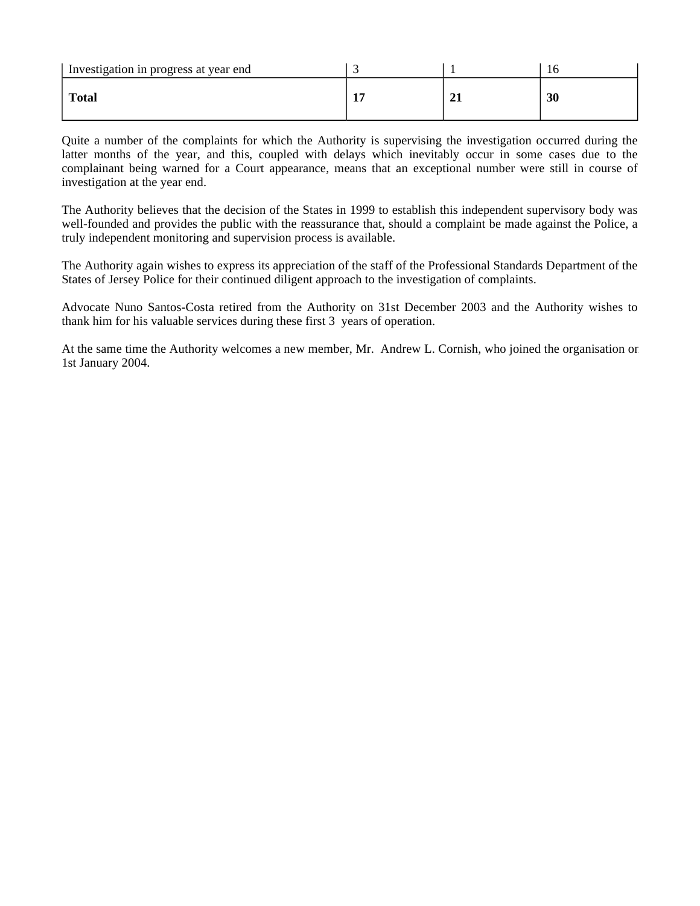| | | | |
|---|---|---|---|
| Investigation in progress at year end | 3 | 1 | 16 |
| **Total** | **17** | **21** | **30** |

Quite a number of the complaints for which the Authority is supervising the investigation occurred during the latter months of the year, and this, coupled with delays which inevitably occur in some cases due to the complainant being warned for a Court appearance, means that an exceptional number were still in course of investigation at the year end.

The Authority believes that the decision of the States in 1999 to establish this independent supervisory body was well-founded and provides the public with the reassurance that, should a complaint be made against the Police, a truly independent monitoring and supervision process is available.

The Authority again wishes to express its appreciation of the staff of the Professional Standards Department of the States of Jersey Police for their continued diligent approach to the investigation of complaints.

Advocate Nuno Santos-Costa retired from the Authority on 31st December 2003 and the Authority wishes to thank him for his valuable services during these first 3 years of operation.

At the same time the Authority welcomes a new member, Mr. Andrew L. Cornish, who joined the organisation on 1st January 2004.